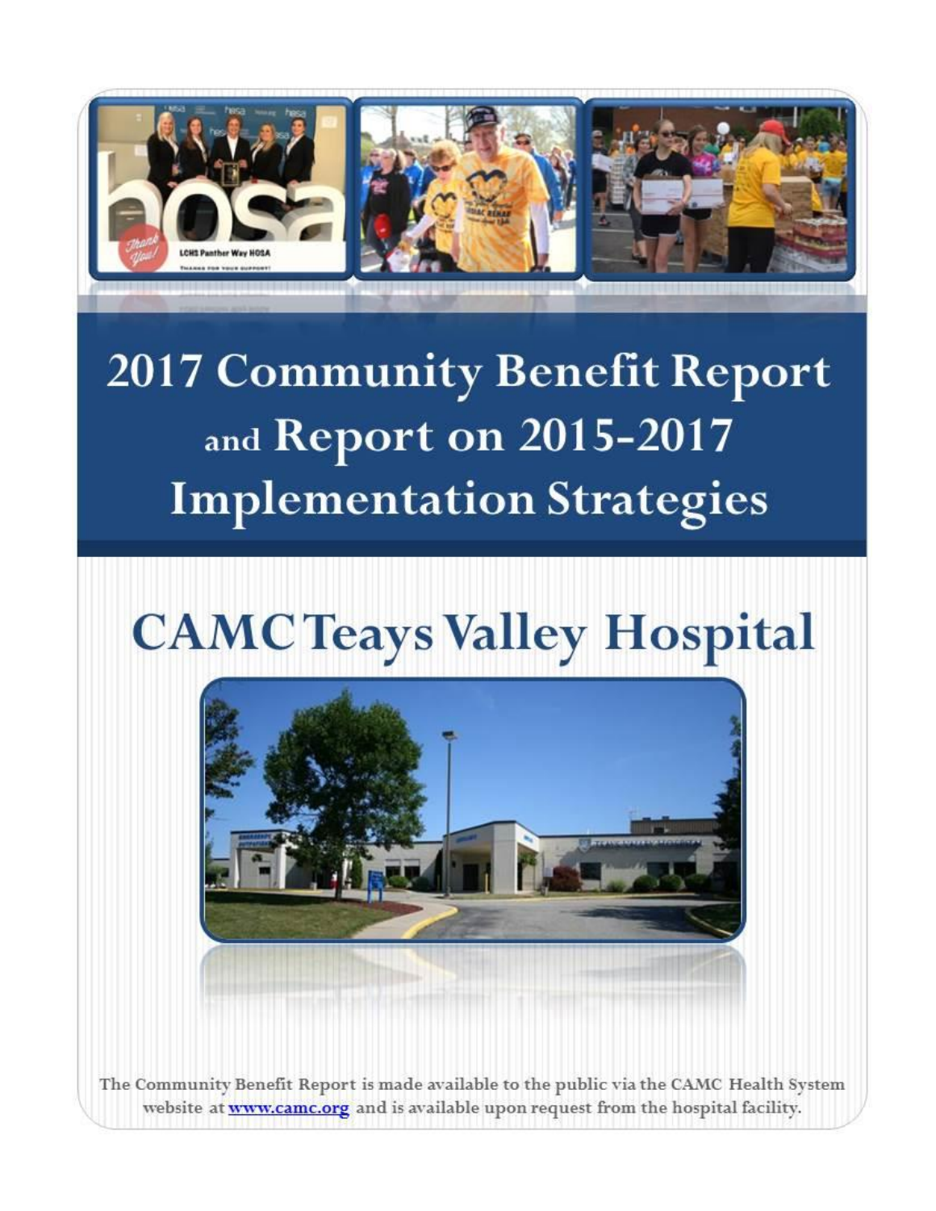# 2017 Community Benefit Report and Report on 2015-2017 Implementation Strategies

# CAMC Teays Valley Hospital

The Community Benefit Report is made available to the public via the CAMC Health System website at www.camc.org and is available upon request from the hospital facility.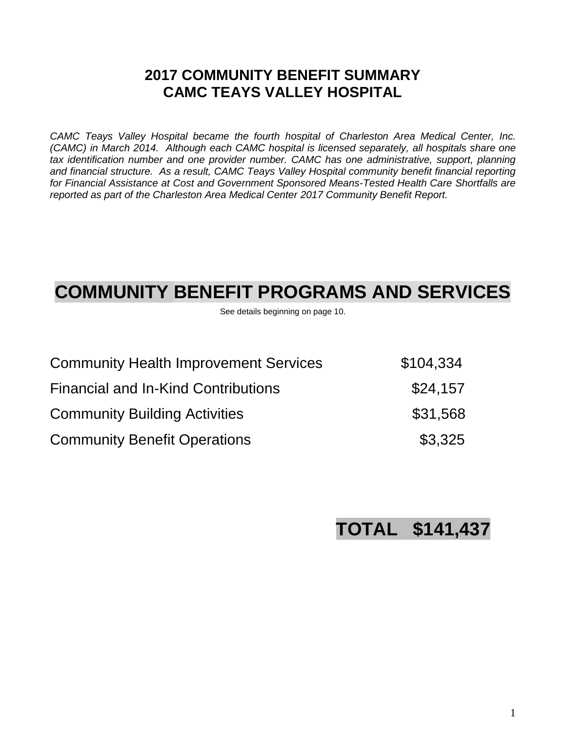# 2017 COMMUNITY BENEFIT SUMMARY
# CAMC TEAYS VALLEY HOSPITAL

*CAMC Teays Valley Hospital became the fourth hospital of Charleston Area Medical Center, Inc. (CAMC) in March 2014. Although each CAMC hospital is licensed separately, all hospitals share one tax identification number and one provider number. CAMC has one administrative, support, planning and financial structure. As a result, CAMC Teays Valley Hospital community benefit financial reporting for Financial Assistance at Cost and Government Sponsored Means-Tested Health Care Shortfalls are reported as part of the Charleston Area Medical Center 2017 Community Benefit Report.*

## COMMUNITY BENEFIT PROGRAMS AND SERVICES

See details beginning on page 10.

| | |
|---|---|
| Community Health Improvement Services | \$104,334 |
| Financial and In-Kind Contributions | \$24,157 |
| Community Building Activities | \$31,568 |
| Community Benefit Operations | \$3,325 |

**TOTAL \$141,437**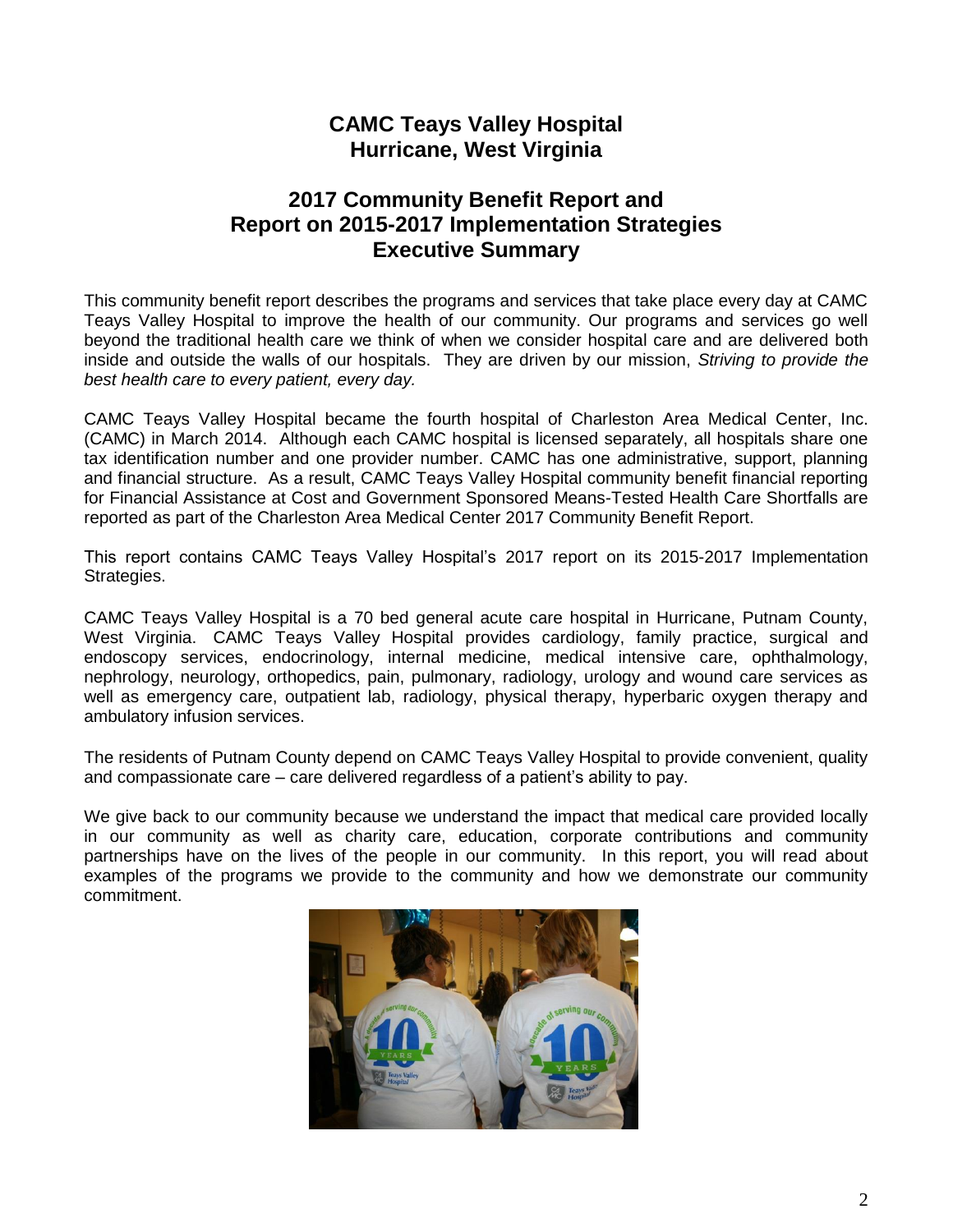# CAMC Teays Valley Hospital
# Hurricane, West Virginia

## 2017 Community Benefit Report and Report on 2015-2017 Implementation Strategies Executive Summary

This community benefit report describes the programs and services that take place every day at CAMC Teays Valley Hospital to improve the health of our community. Our programs and services go well beyond the traditional health care we think of when we consider hospital care and are delivered both inside and outside the walls of our hospitals. They are driven by our mission, *Striving to provide the best health care to every patient, every day.*

CAMC Teays Valley Hospital became the fourth hospital of Charleston Area Medical Center, Inc. (CAMC) in March 2014. Although each CAMC hospital is licensed separately, all hospitals share one tax identification number and one provider number. CAMC has one administrative, support, planning and financial structure. As a result, CAMC Teays Valley Hospital community benefit financial reporting for Financial Assistance at Cost and Government Sponsored Means-Tested Health Care Shortfalls are reported as part of the Charleston Area Medical Center 2017 Community Benefit Report.

This report contains CAMC Teays Valley Hospital's 2017 report on its 2015-2017 Implementation Strategies.

CAMC Teays Valley Hospital is a 70 bed general acute care hospital in Hurricane, Putnam County, West Virginia. CAMC Teays Valley Hospital provides cardiology, family practice, surgical and endoscopy services, endocrinology, internal medicine, medical intensive care, ophthalmology, nephrology, neurology, orthopedics, pain, pulmonary, radiology, urology and wound care services as well as emergency care, outpatient lab, radiology, physical therapy, hyperbaric oxygen therapy and ambulatory infusion services.

The residents of Putnam County depend on CAMC Teays Valley Hospital to provide convenient, quality and compassionate care – care delivered regardless of a patient's ability to pay.

We give back to our community because we understand the impact that medical care provided locally in our community as well as charity care, education, corporate contributions and community partnerships have on the lives of the people in our community. In this report, you will read about examples of the programs we provide to the community and how we demonstrate our community commitment.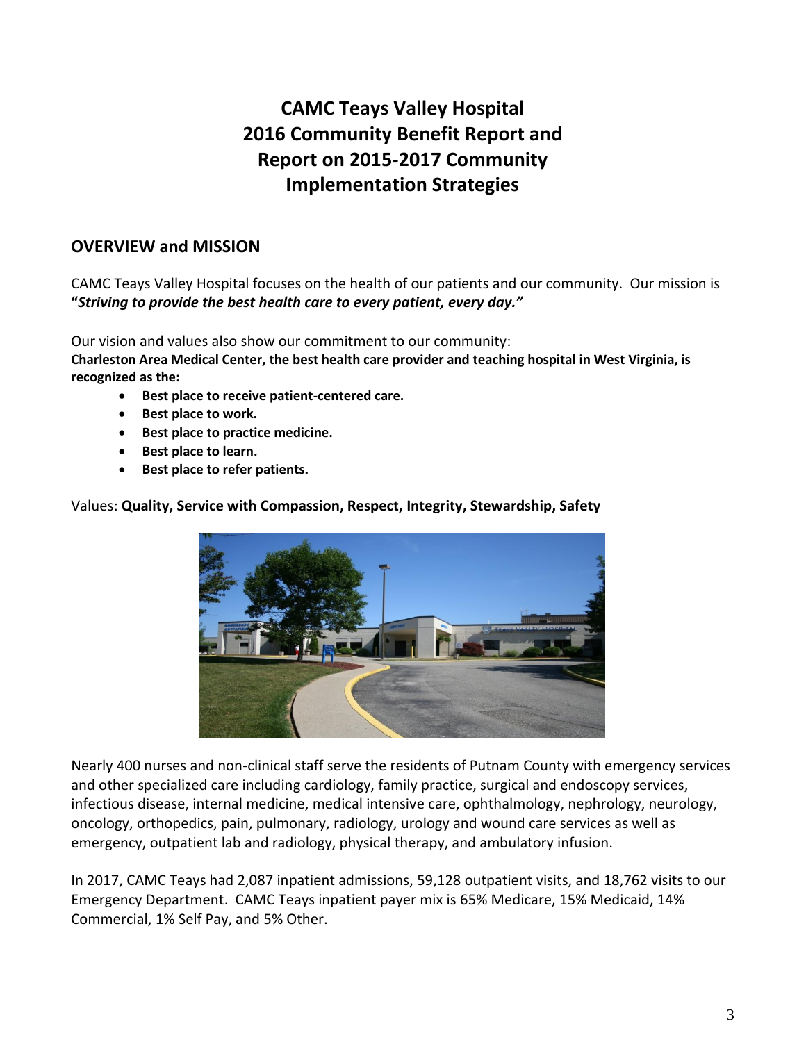# CAMC Teays Valley Hospital 2016 Community Benefit Report and Report on 2015-2017 Community Implementation Strategies

## OVERVIEW and MISSION

CAMC Teays Valley Hospital focuses on the health of our patients and our community. Our mission is **"*Striving to provide the best health care to every patient, every day.*"**

Our vision and values also show our commitment to our community:
**Charleston Area Medical Center, the best health care provider and teaching hospital in West Virginia, is recognized as the:**

- **Best place to receive patient-centered care.**
- **Best place to work.**
- **Best place to practice medicine.**
- **Best place to learn.**
- **Best place to refer patients.**

Values: **Quality, Service with Compassion, Respect, Integrity, Stewardship, Safety**

Nearly 400 nurses and non-clinical staff serve the residents of Putnam County with emergency services and other specialized care including cardiology, family practice, surgical and endoscopy services, infectious disease, internal medicine, medical intensive care, ophthalmology, nephrology, neurology, oncology, orthopedics, pain, pulmonary, radiology, urology and wound care services as well as emergency, outpatient lab and radiology, physical therapy, and ambulatory infusion.

In 2017, CAMC Teays had 2,087 inpatient admissions, 59,128 outpatient visits, and 18,762 visits to our Emergency Department. CAMC Teays inpatient payer mix is 65% Medicare, 15% Medicaid, 14% Commercial, 1% Self Pay, and 5% Other.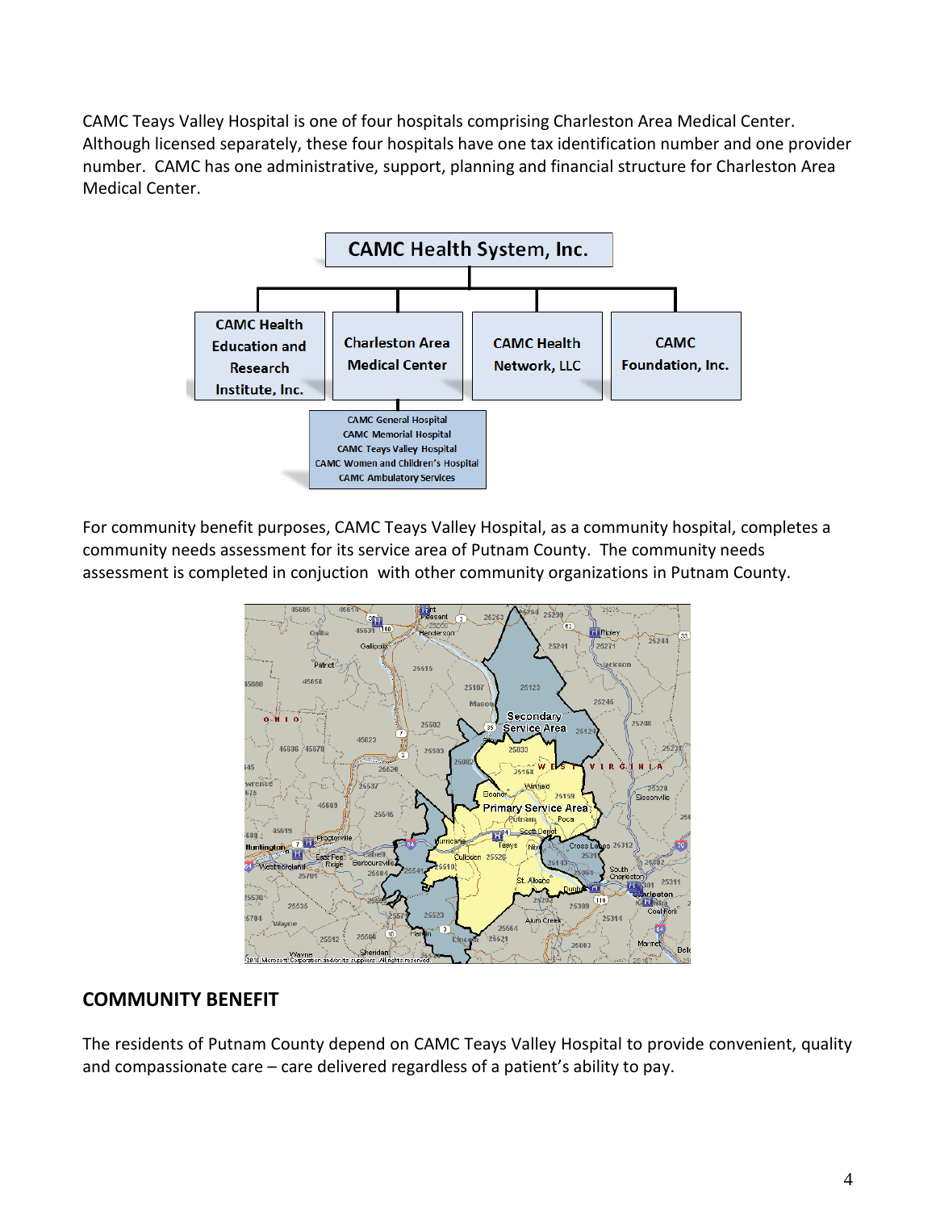CAMC Teays Valley Hospital is one of four hospitals comprising Charleston Area Medical Center. Although licensed separately, these four hospitals have one tax identification number and one provider number. CAMC has one administrative, support, planning and financial structure for Charleston Area Medical Center.

CAMC Health System, Inc.

CAMC Health Education and Research Institute, Inc.

Charleston Area Medical Center

CAMC Health Network, LLC

CAMC Foundation, Inc.

CAMC General Hospital
CAMC Memorial Hospital
CAMC Teays Valley Hospital
CAMC Women and Children's Hospital
CAMC Ambulatory Services

For community benefit purposes, CAMC Teays Valley Hospital, as a community hospital, completes a community needs assessment for its service area of Putnam County. The community needs assessment is completed in conjuction with other community organizations in Putnam County.

Secondary Service Area

Primary Service Area

## COMMUNITY BENEFIT

The residents of Putnam County depend on CAMC Teays Valley Hospital to provide convenient, quality and compassionate care – care delivered regardless of a patient's ability to pay.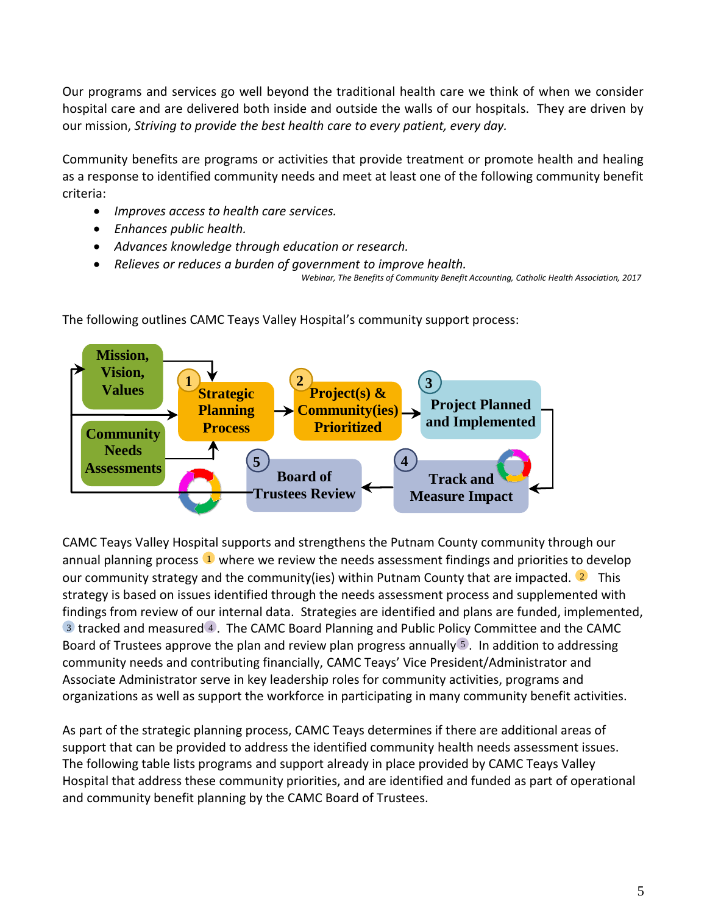Our programs and services go well beyond the traditional health care we think of when we consider hospital care and are delivered both inside and outside the walls of our hospitals. They are driven by our mission, *Striving to provide the best health care to every patient, every day.*

Community benefits are programs or activities that provide treatment or promote health and healing as a response to identified community needs and meet at least one of the following community benefit criteria:

- *Improves access to health care services.*
- *Enhances public health.*
- *Advances knowledge through education or research.*
- *Relieves or reduces a burden of government to improve health.*

*Webinar, The Benefits of Community Benefit Accounting, Catholic Health Association, 2017*

The following outlines CAMC Teays Valley Hospital's community support process:

Mission, Vision, Values

Community Needs Assessments

1 Strategic Planning Process

2 Project(s) & Community(ies) Prioritized

3 Project Planned and Implemented

4 Track and Measure Impact

5 Board of Trustees Review

CAMC Teays Valley Hospital supports and strengthens the Putnam County community through our annual planning process (1) where we review the needs assessment findings and priorities to develop our community strategy and the community(ies) within Putnam County that are impacted. (2) This strategy is based on issues identified through the needs assessment process and supplemented with findings from review of our internal data. Strategies are identified and plans are funded, implemented, (3) tracked and measured (4). The CAMC Board Planning and Public Policy Committee and the CAMC Board of Trustees approve the plan and review plan progress annually (5). In addition to addressing community needs and contributing financially, CAMC Teays' Vice President/Administrator and Associate Administrator serve in key leadership roles for community activities, programs and organizations as well as support the workforce in participating in many community benefit activities.

As part of the strategic planning process, CAMC Teays determines if there are additional areas of support that can be provided to address the identified community health needs assessment issues. The following table lists programs and support already in place provided by CAMC Teays Valley Hospital that address these community priorities, and are identified and funded as part of operational and community benefit planning by the CAMC Board of Trustees.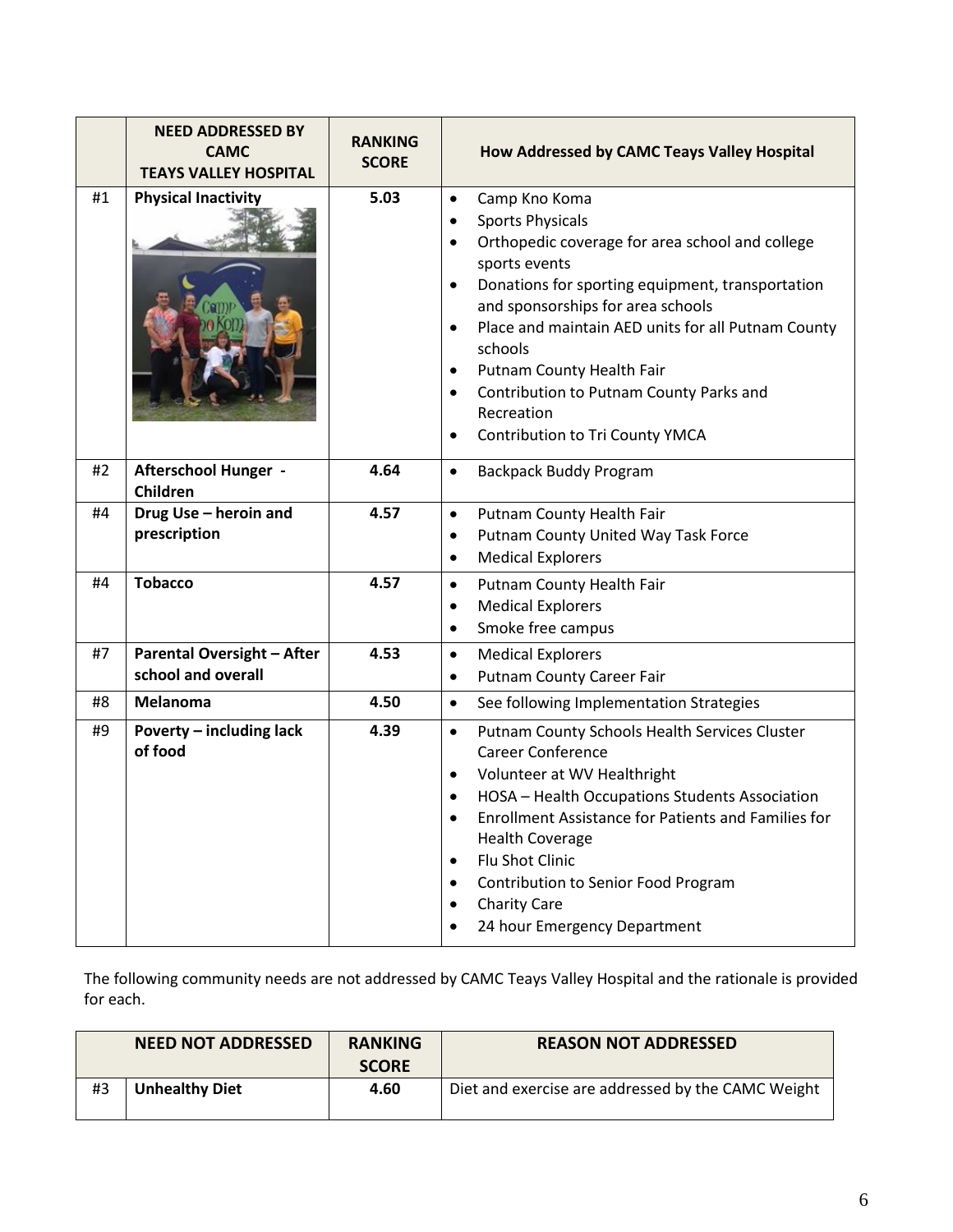| | NEED ADDRESSED BY CAMC TEAYS VALLEY HOSPITAL | RANKING SCORE | How Addressed by CAMC Teays Valley Hospital |
|---|---|---|---|
| #1 | **Physical Inactivity** | **5.03** | • Camp Kno Koma<br>• Sports Physicals<br>• Orthopedic coverage for area school and college sports events<br>• Donations for sporting equipment, transportation and sponsorships for area schools<br>• Place and maintain AED units for all Putnam County schools<br>• Putnam County Health Fair<br>• Contribution to Putnam County Parks and Recreation<br>• Contribution to Tri County YMCA |
| #2 | **Afterschool Hunger - Children** | **4.64** | • Backpack Buddy Program |
| #4 | **Drug Use – heroin and prescription** | **4.57** | • Putnam County Health Fair<br>• Putnam County United Way Task Force<br>• Medical Explorers |
| #4 | **Tobacco** | **4.57** | • Putnam County Health Fair<br>• Medical Explorers<br>• Smoke free campus |
| #7 | **Parental Oversight – After school and overall** | **4.53** | • Medical Explorers<br>• Putnam County Career Fair |
| #8 | **Melanoma** | **4.50** | • See following Implementation Strategies |
| #9 | **Poverty – including lack of food** | **4.39** | • Putnam County Schools Health Services Cluster Career Conference<br>• Volunteer at WV Healthright<br>• HOSA – Health Occupations Students Association<br>• Enrollment Assistance for Patients and Families for Health Coverage<br>• Flu Shot Clinic<br>• Contribution to Senior Food Program<br>• Charity Care<br>• 24 hour Emergency Department |

The following community needs are not addressed by CAMC Teays Valley Hospital and the rationale is provided for each.

| | NEED NOT ADDRESSED | RANKING SCORE | REASON NOT ADDRESSED |
|---|---|---|---|
| #3 | **Unhealthy Diet** | **4.60** | Diet and exercise are addressed by the CAMC Weight |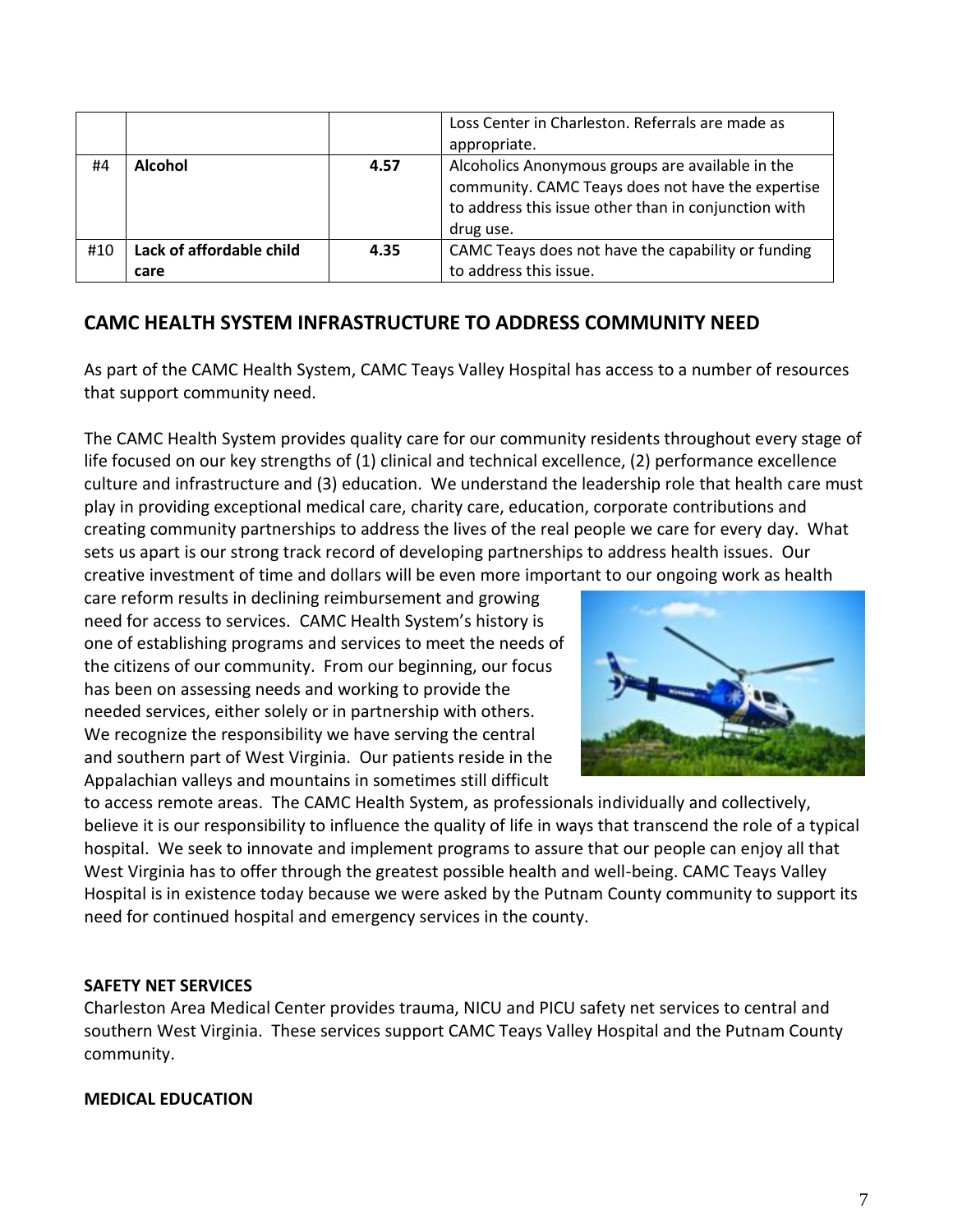| | | | |
|---|---|---|---|
| | | | Loss Center in Charleston. Referrals are made as appropriate. |
| #4 | **Alcohol** | **4.57** | Alcoholics Anonymous groups are available in the community. CAMC Teays does not have the expertise to address this issue other than in conjunction with drug use. |
| #10 | **Lack of affordable child care** | **4.35** | CAMC Teays does not have the capability or funding to address this issue. |

## CAMC HEALTH SYSTEM INFRASTRUCTURE TO ADDRESS COMMUNITY NEED

As part of the CAMC Health System, CAMC Teays Valley Hospital has access to a number of resources that support community need.

The CAMC Health System provides quality care for our community residents throughout every stage of life focused on our key strengths of (1) clinical and technical excellence, (2) performance excellence culture and infrastructure and (3) education. We understand the leadership role that health care must play in providing exceptional medical care, charity care, education, corporate contributions and creating community partnerships to address the lives of the real people we care for every day. What sets us apart is our strong track record of developing partnerships to address health issues. Our creative investment of time and dollars will be even more important to our ongoing work as health care reform results in declining reimbursement and growing need for access to services. CAMC Health System's history is one of establishing programs and services to meet the needs of the citizens of our community. From our beginning, our focus has been on assessing needs and working to provide the needed services, either solely or in partnership with others. We recognize the responsibility we have serving the central and southern part of West Virginia. Our patients reside in the Appalachian valleys and mountains in sometimes still difficult to access remote areas. The CAMC Health System, as professionals individually and collectively, believe it is our responsibility to influence the quality of life in ways that transcend the role of a typical hospital. We seek to innovate and implement programs to assure that our people can enjoy all that West Virginia has to offer through the greatest possible health and well-being. CAMC Teays Valley Hospital is in existence today because we were asked by the Putnam County community to support its need for continued hospital and emergency services in the county.

### SAFETY NET SERVICES

Charleston Area Medical Center provides trauma, NICU and PICU safety net services to central and southern West Virginia. These services support CAMC Teays Valley Hospital and the Putnam County community.

### MEDICAL EDUCATION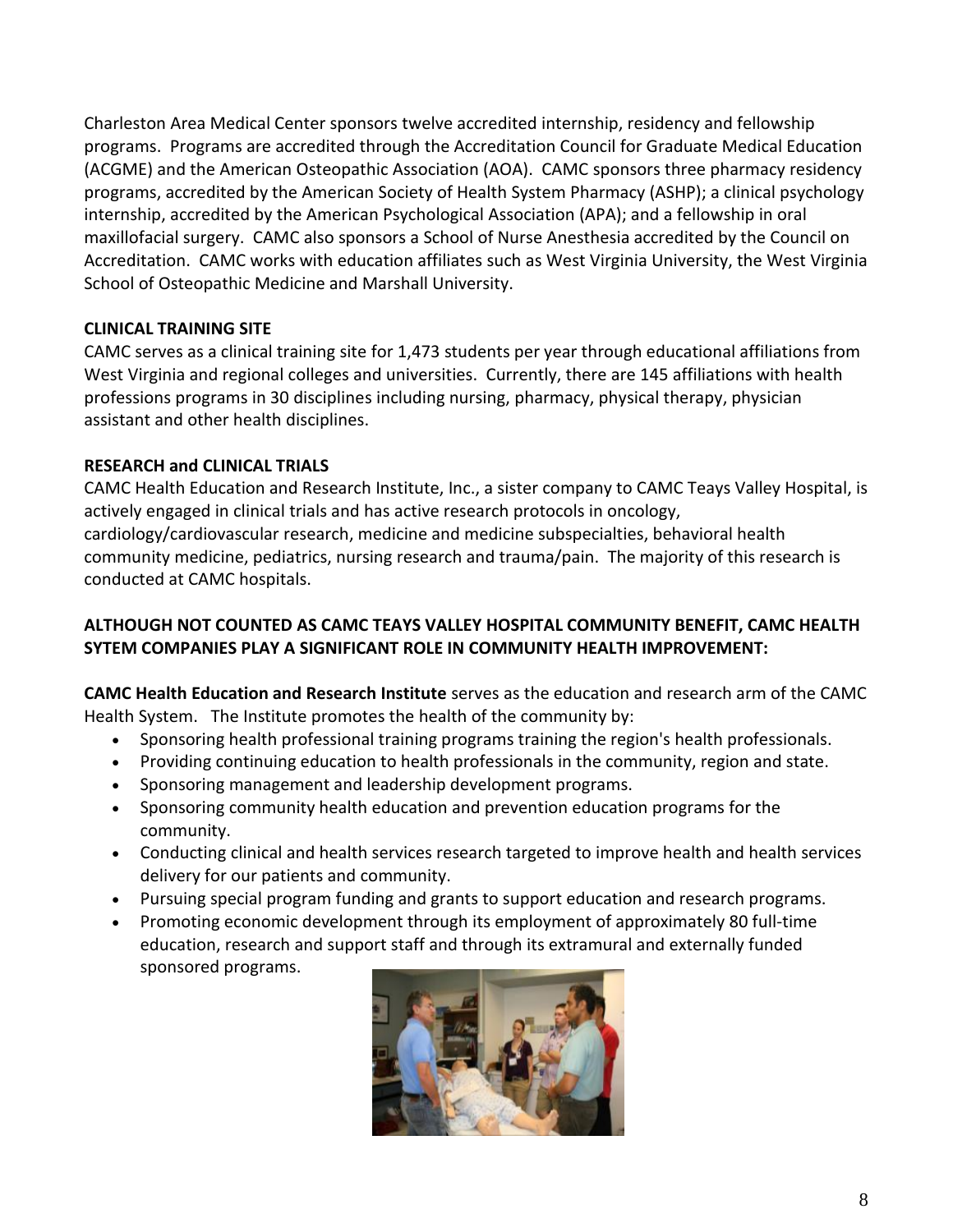Charleston Area Medical Center sponsors twelve accredited internship, residency and fellowship programs. Programs are accredited through the Accreditation Council for Graduate Medical Education (ACGME) and the American Osteopathic Association (AOA). CAMC sponsors three pharmacy residency programs, accredited by the American Society of Health System Pharmacy (ASHP); a clinical psychology internship, accredited by the American Psychological Association (APA); and a fellowship in oral maxillofacial surgery. CAMC also sponsors a School of Nurse Anesthesia accredited by the Council on Accreditation. CAMC works with education affiliates such as West Virginia University, the West Virginia School of Osteopathic Medicine and Marshall University.

**CLINICAL TRAINING SITE**

CAMC serves as a clinical training site for 1,473 students per year through educational affiliations from West Virginia and regional colleges and universities. Currently, there are 145 affiliations with health professions programs in 30 disciplines including nursing, pharmacy, physical therapy, physician assistant and other health disciplines.

**RESEARCH and CLINICAL TRIALS**

CAMC Health Education and Research Institute, Inc., a sister company to CAMC Teays Valley Hospital, is actively engaged in clinical trials and has active research protocols in oncology, cardiology/cardiovascular research, medicine and medicine subspecialties, behavioral health community medicine, pediatrics, nursing research and trauma/pain. The majority of this research is conducted at CAMC hospitals.

**ALTHOUGH NOT COUNTED AS CAMC TEAYS VALLEY HOSPITAL COMMUNITY BENEFIT, CAMC HEALTH SYTEM COMPANIES PLAY A SIGNIFICANT ROLE IN COMMUNITY HEALTH IMPROVEMENT:**

**CAMC Health Education and Research Institute** serves as the education and research arm of the CAMC Health System. The Institute promotes the health of the community by:

- Sponsoring health professional training programs training the region's health professionals.
- Providing continuing education to health professionals in the community, region and state.
- Sponsoring management and leadership development programs.
- Sponsoring community health education and prevention education programs for the community.
- Conducting clinical and health services research targeted to improve health and health services delivery for our patients and community.
- Pursuing special program funding and grants to support education and research programs.
- Promoting economic development through its employment of approximately 80 full-time education, research and support staff and through its extramural and externally funded sponsored programs.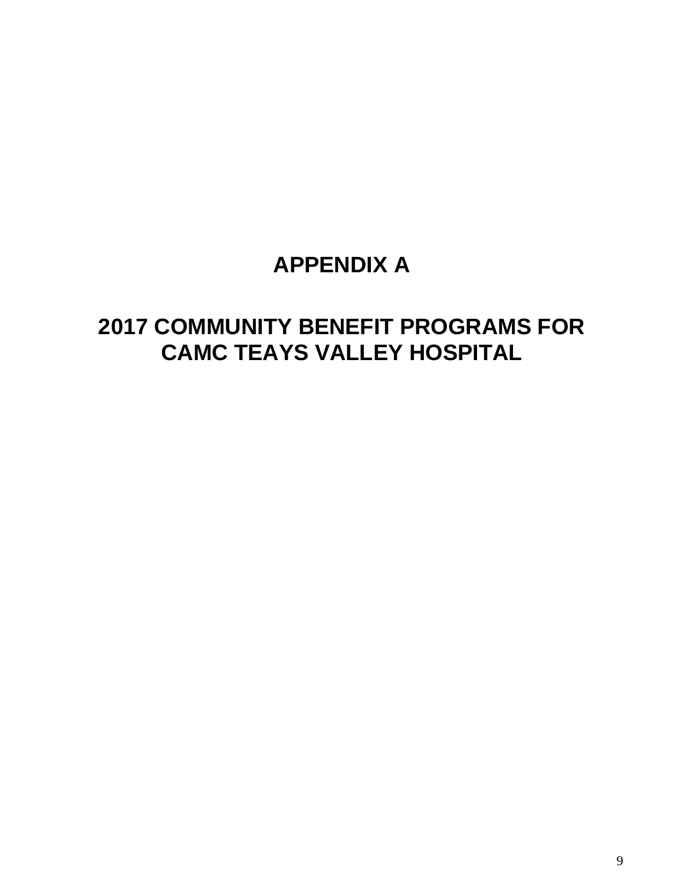# APPENDIX A

# 2017 COMMUNITY BENEFIT PROGRAMS FOR CAMC TEAYS VALLEY HOSPITAL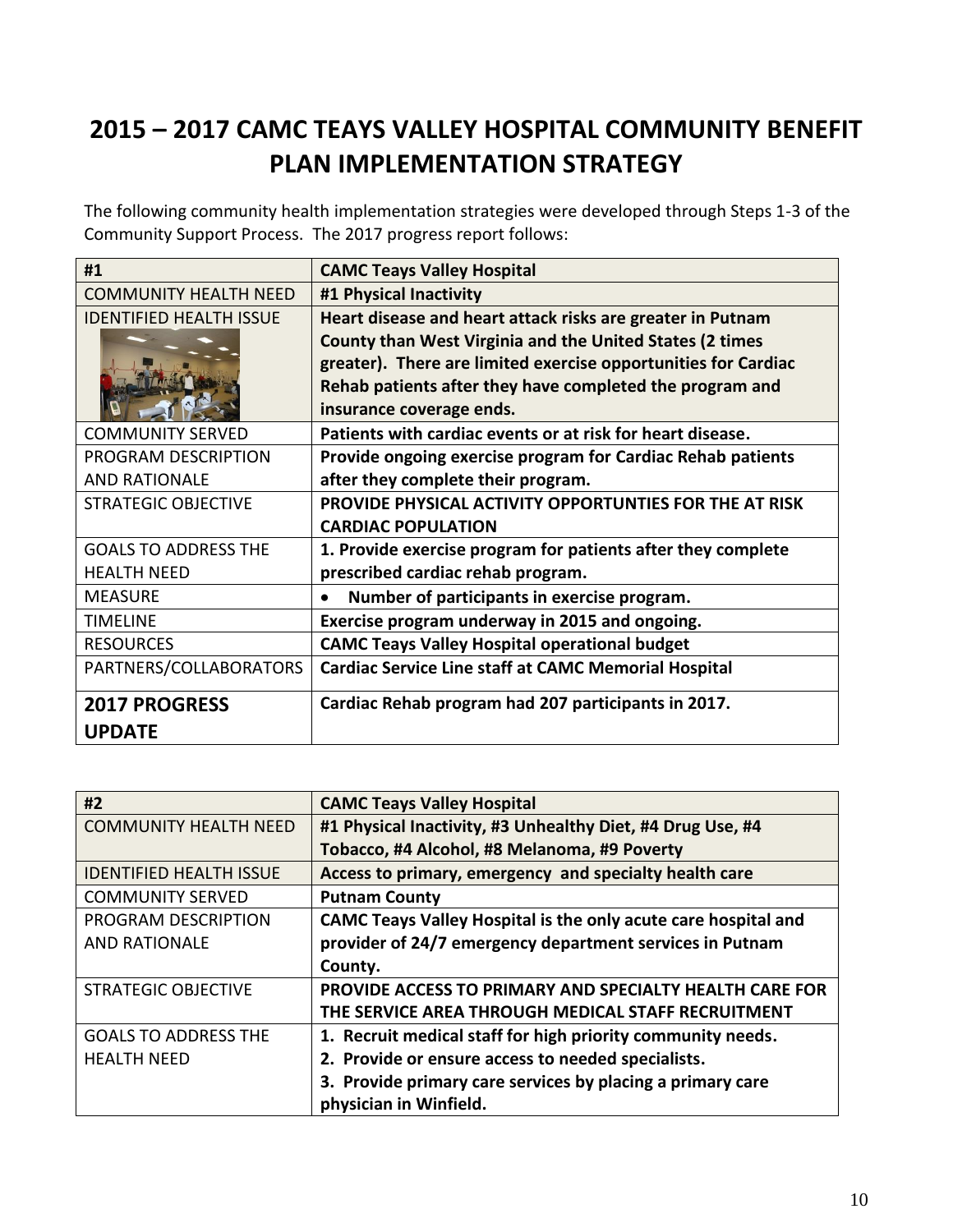# 2015 – 2017 CAMC TEAYS VALLEY HOSPITAL COMMUNITY BENEFIT PLAN IMPLEMENTATION STRATEGY

The following community health implementation strategies were developed through Steps 1-3 of the Community Support Process. The 2017 progress report follows:

| **#1** | **CAMC Teays Valley Hospital** |
|---|---|
| COMMUNITY HEALTH NEED | **#1 Physical Inactivity** |
| IDENTIFIED HEALTH ISSUE | **Heart disease and heart attack risks are greater in Putnam County than West Virginia and the United States (2 times greater). There are limited exercise opportunities for Cardiac Rehab patients after they have completed the program and insurance coverage ends.** |
| COMMUNITY SERVED | **Patients with cardiac events or at risk for heart disease.** |
| PROGRAM DESCRIPTION AND RATIONALE | **Provide ongoing exercise program for Cardiac Rehab patients after they complete their program.** |
| STRATEGIC OBJECTIVE | **PROVIDE PHYSICAL ACTIVITY OPPORTUNTIES FOR THE AT RISK CARDIAC POPULATION** |
| GOALS TO ADDRESS THE HEALTH NEED | **1. Provide exercise program for patients after they complete prescribed cardiac rehab program.** |
| MEASURE | • **Number of participants in exercise program.** |
| TIMELINE | **Exercise program underway in 2015 and ongoing.** |
| RESOURCES | **CAMC Teays Valley Hospital operational budget** |
| PARTNERS/COLLABORATORS | **Cardiac Service Line staff at CAMC Memorial Hospital** |
| **2017 PROGRESS UPDATE** | **Cardiac Rehab program had 207 participants in 2017.** |

| **#2** | **CAMC Teays Valley Hospital** |
|---|---|
| COMMUNITY HEALTH NEED | **#1 Physical Inactivity, #3 Unhealthy Diet, #4 Drug Use, #4 Tobacco, #4 Alcohol, #8 Melanoma, #9 Poverty** |
| IDENTIFIED HEALTH ISSUE | **Access to primary, emergency and specialty health care** |
| COMMUNITY SERVED | **Putnam County** |
| PROGRAM DESCRIPTION AND RATIONALE | **CAMC Teays Valley Hospital is the only acute care hospital and provider of 24/7 emergency department services in Putnam County.** |
| STRATEGIC OBJECTIVE | **PROVIDE ACCESS TO PRIMARY AND SPECIALTY HEALTH CARE FOR THE SERVICE AREA THROUGH MEDICAL STAFF RECRUITMENT** |
| GOALS TO ADDRESS THE HEALTH NEED | **1. Recruit medical staff for high priority community needs.**<br>**2. Provide or ensure access to needed specialists.**<br>**3. Provide primary care services by placing a primary care physician in Winfield.** |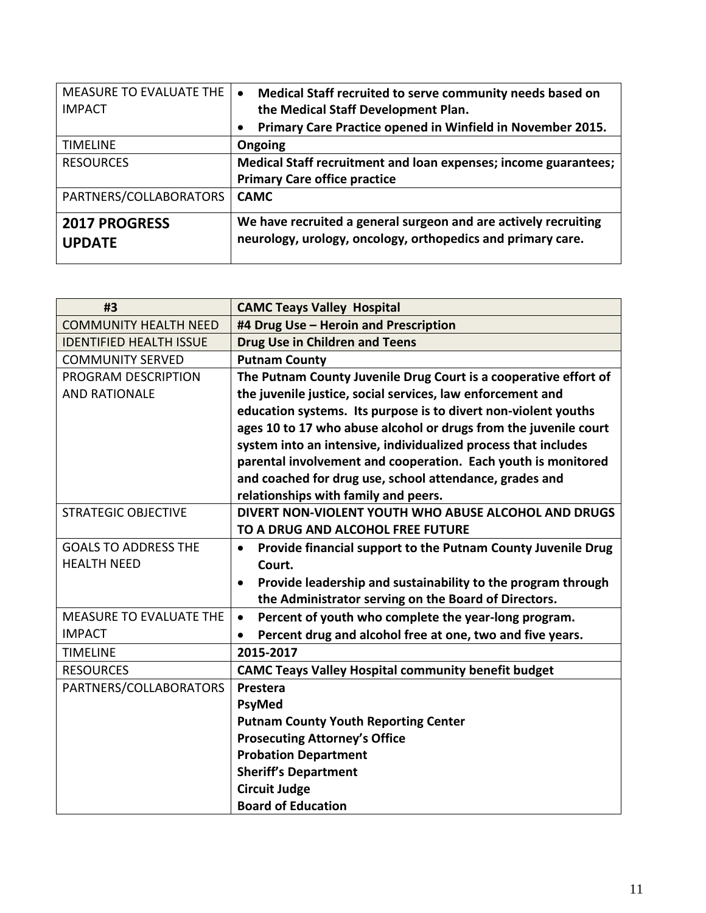| | |
|---|---|
| MEASURE TO EVALUATE THE IMPACT | • **Medical Staff recruited to serve community needs based on the Medical Staff Development Plan.**<br>• **Primary Care Practice opened in Winfield in November 2015.** |
| TIMELINE | **Ongoing** |
| RESOURCES | **Medical Staff recruitment and loan expenses; income guarantees; Primary Care office practice** |
| PARTNERS/COLLABORATORS | **CAMC** |
| **2017 PROGRESS UPDATE** | **We have recruited a general surgeon and are actively recruiting neurology, urology, oncology, orthopedics and primary care.** |

| #3 | CAMC Teays Valley Hospital |
|---|---|
| COMMUNITY HEALTH NEED | **#4 Drug Use – Heroin and Prescription** |
| IDENTIFIED HEALTH ISSUE | **Drug Use in Children and Teens** |
| COMMUNITY SERVED | **Putnam County** |
| PROGRAM DESCRIPTION AND RATIONALE | **The Putnam County Juvenile Drug Court is a cooperative effort of the juvenile justice, social services, law enforcement and education systems. Its purpose is to divert non-violent youths ages 10 to 17 who abuse alcohol or drugs from the juvenile court system into an intensive, individualized process that includes parental involvement and cooperation. Each youth is monitored and coached for drug use, school attendance, grades and relationships with family and peers.** |
| STRATEGIC OBJECTIVE | **DIVERT NON-VIOLENT YOUTH WHO ABUSE ALCOHOL AND DRUGS TO A DRUG AND ALCOHOL FREE FUTURE** |
| GOALS TO ADDRESS THE HEALTH NEED | • **Provide financial support to the Putnam County Juvenile Drug Court.**<br>• **Provide leadership and sustainability to the program through the Administrator serving on the Board of Directors.** |
| MEASURE TO EVALUATE THE IMPACT | • **Percent of youth who complete the year-long program.**<br>• **Percent drug and alcohol free at one, two and five years.** |
| TIMELINE | **2015-2017** |
| RESOURCES | **CAMC Teays Valley Hospital community benefit budget** |
| PARTNERS/COLLABORATORS | **Prestera**<br>**PsyMed**<br>**Putnam County Youth Reporting Center**<br>**Prosecuting Attorney's Office**<br>**Probation Department**<br>**Sheriff's Department**<br>**Circuit Judge**<br>**Board of Education** |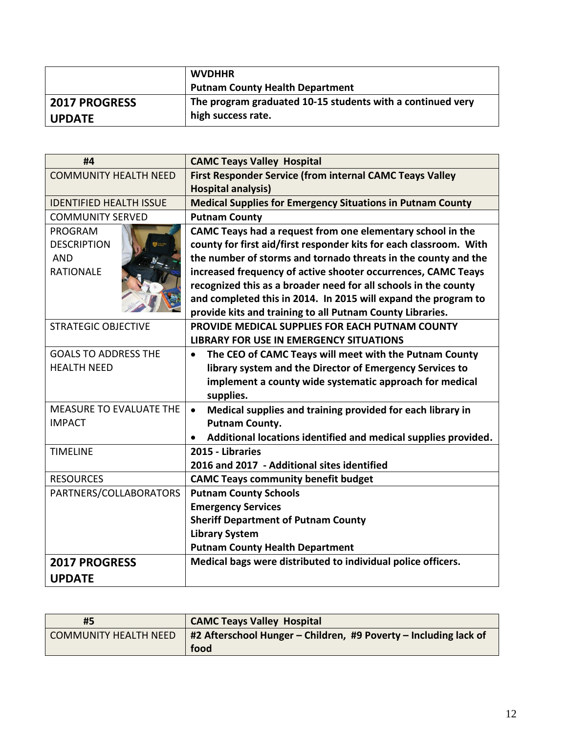| | |
|---|---|
| | **WVDHHR**<br>**Putnam County Health Department** |
| **2017 PROGRESS UPDATE** | **The program graduated 10-15 students with a continued very high success rate.** |

| #4 | CAMC Teays Valley Hospital |
|---|---|
| COMMUNITY HEALTH NEED | **First Responder Service (from internal CAMC Teays Valley Hospital analysis)** |
| IDENTIFIED HEALTH ISSUE | **Medical Supplies for Emergency Situations in Putnam County** |
| COMMUNITY SERVED | **Putnam County** |
| PROGRAM DESCRIPTION AND RATIONALE | **CAMC Teays had a request from one elementary school in the county for first aid/first responder kits for each classroom. With the number of storms and tornado threats in the county and the increased frequency of active shooter occurrences, CAMC Teays recognized this as a broader need for all schools in the county and completed this in 2014. In 2015 will expand the program to provide kits and training to all Putnam County Libraries.** |
| STRATEGIC OBJECTIVE | **PROVIDE MEDICAL SUPPLIES FOR EACH PUTNAM COUNTY LIBRARY FOR USE IN EMERGENCY SITUATIONS** |
| GOALS TO ADDRESS THE HEALTH NEED | • **The CEO of CAMC Teays will meet with the Putnam County library system and the Director of Emergency Services to implement a county wide systematic approach for medical supplies.** |
| MEASURE TO EVALUATE THE IMPACT | • **Medical supplies and training provided for each library in Putnam County.**<br>• **Additional locations identified and medical supplies provided.** |
| TIMELINE | **2015 - Libraries**<br>**2016 and 2017 - Additional sites identified** |
| RESOURCES | **CAMC Teays community benefit budget** |
| PARTNERS/COLLABORATORS | **Putnam County Schools**<br>**Emergency Services**<br>**Sheriff Department of Putnam County**<br>**Library System**<br>**Putnam County Health Department** |
| **2017 PROGRESS UPDATE** | **Medical bags were distributed to individual police officers.** |

| #5 | CAMC Teays Valley Hospital |
|---|---|
| COMMUNITY HEALTH NEED | **#2 Afterschool Hunger – Children, #9 Poverty – Including lack of food** |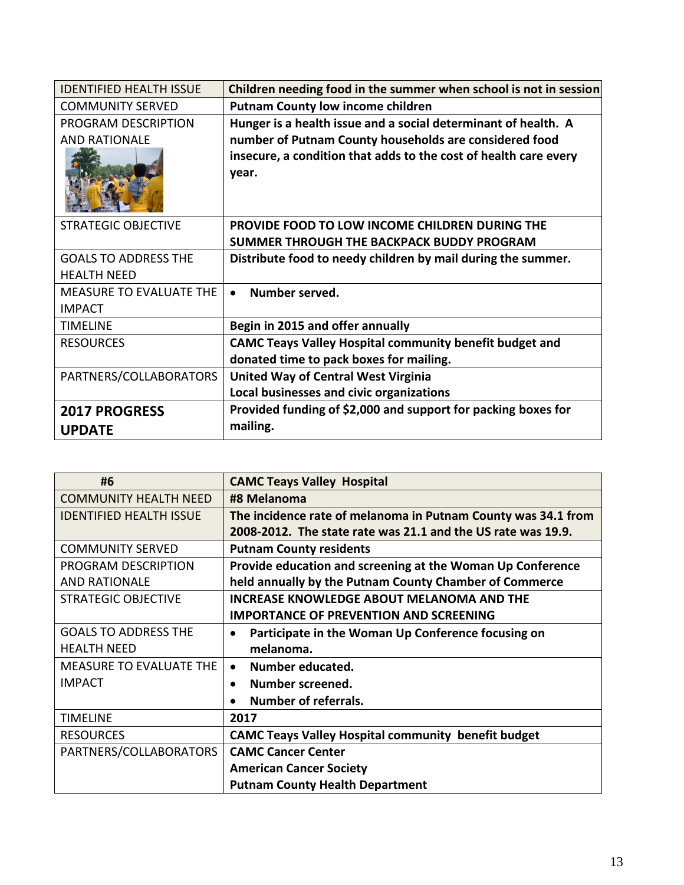| | |
|---|---|
| IDENTIFIED HEALTH ISSUE | **Children needing food in the summer when school is not in session** |
| COMMUNITY SERVED | **Putnam County low income children** |
| PROGRAM DESCRIPTION AND RATIONALE | **Hunger is a health issue and a social determinant of health. A number of Putnam County households are considered food insecure, a condition that adds to the cost of health care every year.** |
| STRATEGIC OBJECTIVE | **PROVIDE FOOD TO LOW INCOME CHILDREN DURING THE SUMMER THROUGH THE BACKPACK BUDDY PROGRAM** |
| GOALS TO ADDRESS THE HEALTH NEED | **Distribute food to needy children by mail during the summer.** |
| MEASURE TO EVALUATE THE IMPACT | • **Number served.** |
| TIMELINE | **Begin in 2015 and offer annually** |
| RESOURCES | **CAMC Teays Valley Hospital community benefit budget and donated time to pack boxes for mailing.** |
| PARTNERS/COLLABORATORS | **United Way of Central West Virginia**<br>**Local businesses and civic organizations** |
| **2017 PROGRESS UPDATE** | **Provided funding of $2,000 and support for packing boxes for mailing.** |

| #6 | CAMC Teays Valley Hospital |
|---|---|
| COMMUNITY HEALTH NEED | **#8 Melanoma** |
| IDENTIFIED HEALTH ISSUE | **The incidence rate of melanoma in Putnam County was 34.1 from 2008-2012. The state rate was 21.1 and the US rate was 19.9.** |
| COMMUNITY SERVED | **Putnam County residents** |
| PROGRAM DESCRIPTION AND RATIONALE | **Provide education and screening at the Woman Up Conference held annually by the Putnam County Chamber of Commerce** |
| STRATEGIC OBJECTIVE | **INCREASE KNOWLEDGE ABOUT MELANOMA AND THE IMPORTANCE OF PREVENTION AND SCREENING** |
| GOALS TO ADDRESS THE HEALTH NEED | • **Participate in the Woman Up Conference focusing on melanoma.** |
| MEASURE TO EVALUATE THE IMPACT | • **Number educated.**<br>• **Number screened.**<br>• **Number of referrals.** |
| TIMELINE | **2017** |
| RESOURCES | **CAMC Teays Valley Hospital community benefit budget** |
| PARTNERS/COLLABORATORS | **CAMC Cancer Center**<br>**American Cancer Society**<br>**Putnam County Health Department** |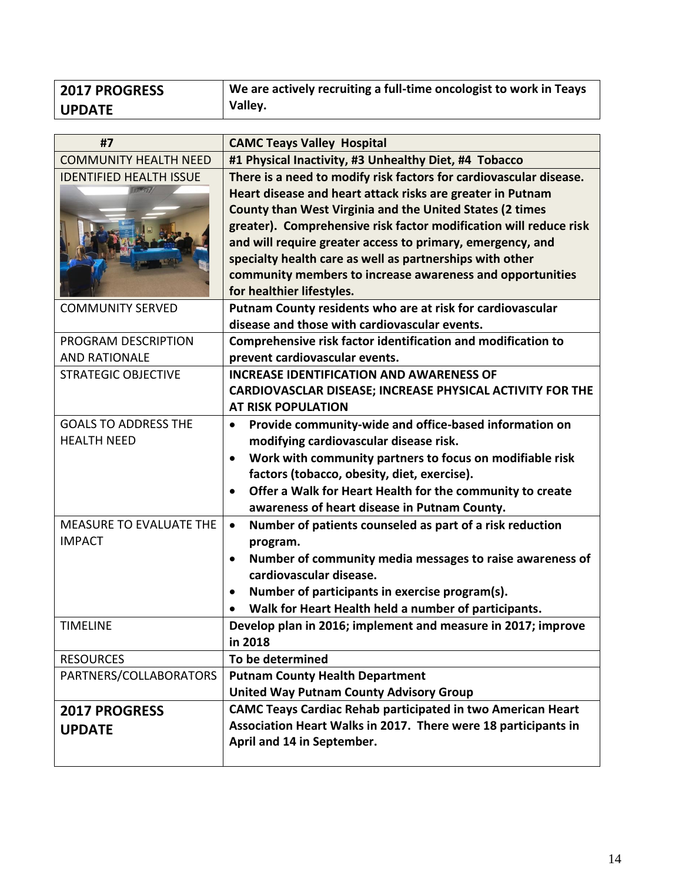| | |
|---|---|
| **2017 PROGRESS UPDATE** | **We are actively recruiting a full-time oncologist to work in Teays Valley.** |

| **#7** | **CAMC Teays Valley Hospital** |
|---|---|
| COMMUNITY HEALTH NEED | **#1 Physical Inactivity, #3 Unhealthy Diet, #4 Tobacco** |
| IDENTIFIED HEALTH ISSUE | **There is a need to modify risk factors for cardiovascular disease. Heart disease and heart attack risks are greater in Putnam County than West Virginia and the United States (2 times greater). Comprehensive risk factor modification will reduce risk and will require greater access to primary, emergency, and specialty health care as well as partnerships with other community members to increase awareness and opportunities for healthier lifestyles.** |
| COMMUNITY SERVED | **Putnam County residents who are at risk for cardiovascular disease and those with cardiovascular events.** |
| PROGRAM DESCRIPTION AND RATIONALE | **Comprehensive risk factor identification and modification to prevent cardiovascular events.** |
| STRATEGIC OBJECTIVE | **INCREASE IDENTIFICATION AND AWARENESS OF CARDIOVASCLAR DISEASE; INCREASE PHYSICAL ACTIVITY FOR THE AT RISK POPULATION** |
| GOALS TO ADDRESS THE HEALTH NEED | • **Provide community-wide and office-based information on modifying cardiovascular disease risk.**<br>• **Work with community partners to focus on modifiable risk factors (tobacco, obesity, diet, exercise).**<br>• **Offer a Walk for Heart Health for the community to create awareness of heart disease in Putnam County.** |
| MEASURE TO EVALUATE THE IMPACT | • **Number of patients counseled as part of a risk reduction program.**<br>• **Number of community media messages to raise awareness of cardiovascular disease.**<br>• **Number of participants in exercise program(s).**<br>• **Walk for Heart Health held a number of participants.** |
| TIMELINE | **Develop plan in 2016; implement and measure in 2017; improve in 2018** |
| RESOURCES | **To be determined** |
| PARTNERS/COLLABORATORS | **Putnam County Health Department**<br>**United Way Putnam County Advisory Group** |
| **2017 PROGRESS UPDATE** | **CAMC Teays Cardiac Rehab participated in two American Heart Association Heart Walks in 2017. There were 18 participants in April and 14 in September.** |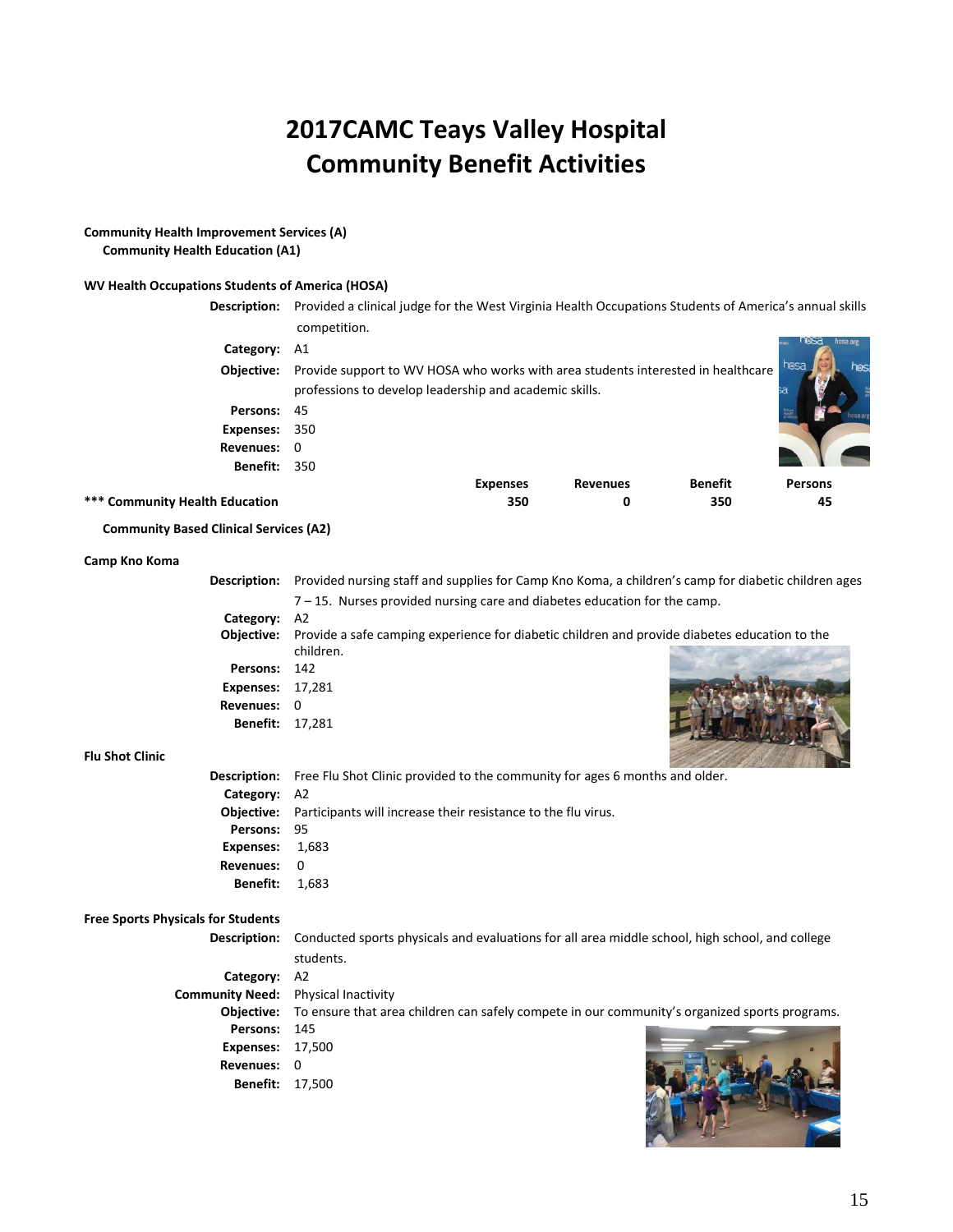# 2017CAMC Teays Valley Hospital Community Benefit Activities

**Community Health Improvement Services (A)**
**Community Health Education (A1)**

**WV Health Occupations Students of America (HOSA)**

**Description:** Provided a clinical judge for the West Virginia Health Occupations Students of America's annual skills competition.
**Category:** A1
**Objective:** Provide support to WV HOSA who works with area students interested in healthcare professions to develop leadership and academic skills.
**Persons:** 45
**Expenses:** 350
**Revenues:** 0
**Benefit:** 350

| | Expenses | Revenues | Benefit | Persons |
|---|---|---|---|---|
| **\*\*\* Community Health Education** | **350** | **0** | **350** | **45** |

**Community Based Clinical Services (A2)**

**Camp Kno Koma**

**Description:** Provided nursing staff and supplies for Camp Kno Koma, a children's camp for diabetic children ages 7 – 15. Nurses provided nursing care and diabetes education for the camp.
**Category:** A2
**Objective:** Provide a safe camping experience for diabetic children and provide diabetes education to the children.
**Persons:** 142
**Expenses:** 17,281
**Revenues:** 0
**Benefit:** 17,281

**Flu Shot Clinic**

**Description:** Free Flu Shot Clinic provided to the community for ages 6 months and older.
**Category:** A2
**Objective:** Participants will increase their resistance to the flu virus.
**Persons:** 95
**Expenses:** 1,683
**Revenues:** 0
**Benefit:** 1,683

**Free Sports Physicals for Students**

**Description:** Conducted sports physicals and evaluations for all area middle school, high school, and college students.
**Category:** A2
**Community Need:** Physical Inactivity
**Objective:** To ensure that area children can safely compete in our community's organized sports programs.
**Persons:** 145
**Expenses:** 17,500
**Revenues:** 0
**Benefit:** 17,500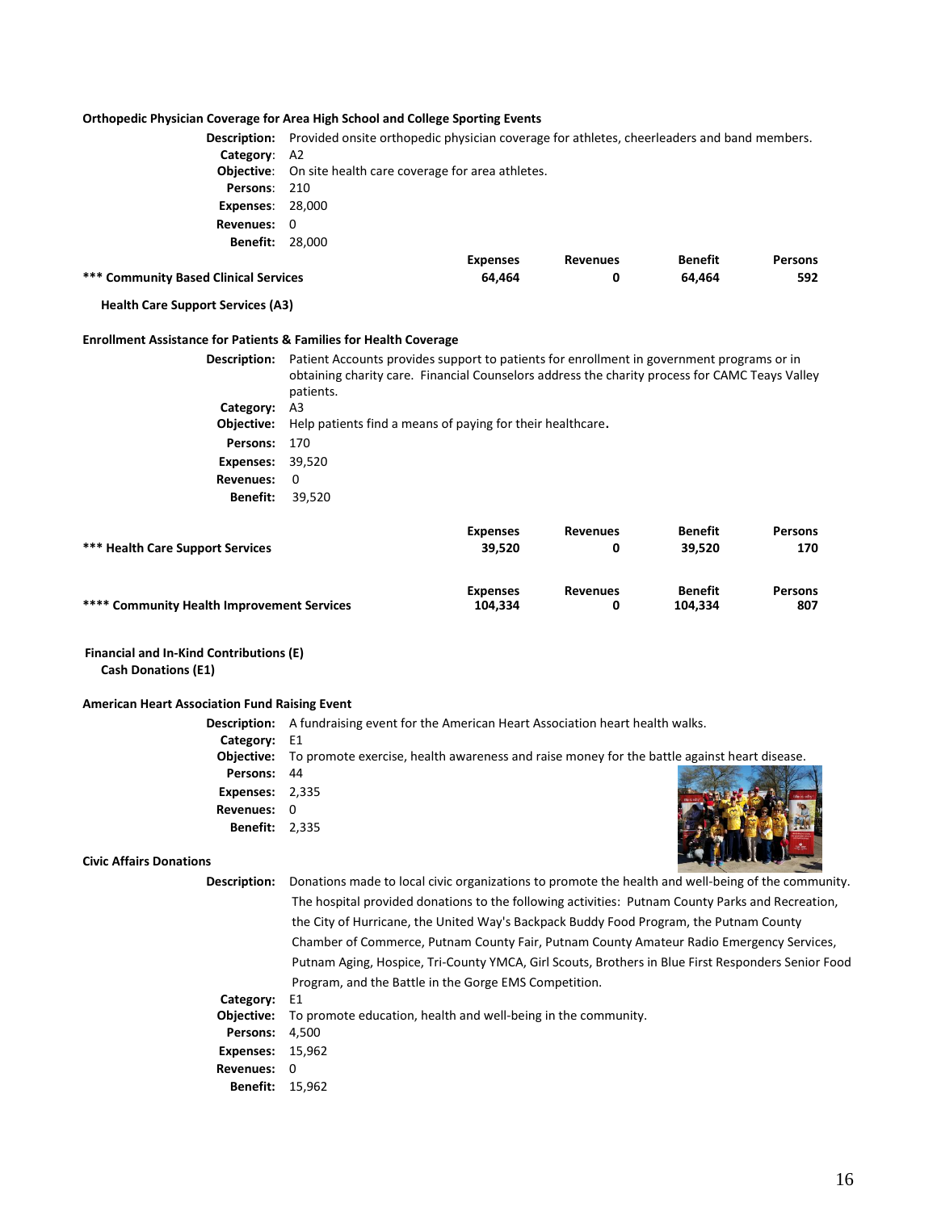**Orthopedic Physician Coverage for Area High School and College Sporting Events**

**Description:** Provided onsite orthopedic physician coverage for athletes, cheerleaders and band members.
**Category**: A2
**Objective**: On site health care coverage for area athletes.
**Persons**: 210
**Expenses**: 28,000
**Revenues:** 0
**Benefit:** 28,000

| | Expenses | Revenues | Benefit | Persons |
|---|---|---|---|---|
| **\*\*\* Community Based Clinical Services** | **64,464** | **0** | **64,464** | **592** |

**Health Care Support Services (A3)**

**Enrollment Assistance for Patients & Families for Health Coverage**

**Description:** Patient Accounts provides support to patients for enrollment in government programs or in obtaining charity care. Financial Counselors address the charity process for CAMC Teays Valley patients.
**Category:** A3
**Objective:** Help patients find a means of paying for their healthcare.
**Persons:** 170
**Expenses:** 39,520
**Revenues:** 0
**Benefit:** 39,520

| | Expenses | Revenues | Benefit | Persons |
|---|---|---|---|---|
| **\*\*\* Health Care Support Services** | **39,520** | **0** | **39,520** | **170** |
| **\*\*\*\* Community Health Improvement Services** | **104,334** | **0** | **104,334** | **807** |

**Financial and In-Kind Contributions (E)**
**Cash Donations (E1)**

**American Heart Association Fund Raising Event**

**Description:** A fundraising event for the American Heart Association heart health walks.
**Category:** E1
**Objective:** To promote exercise, health awareness and raise money for the battle against heart disease.
**Persons:** 44
**Expenses:** 2,335
**Revenues:** 0
**Benefit:** 2,335

**Civic Affairs Donations**

**Description:** Donations made to local civic organizations to promote the health and well-being of the community. The hospital provided donations to the following activities: Putnam County Parks and Recreation, the City of Hurricane, the United Way's Backpack Buddy Food Program, the Putnam County Chamber of Commerce, Putnam County Fair, Putnam County Amateur Radio Emergency Services, Putnam Aging, Hospice, Tri-County YMCA, Girl Scouts, Brothers in Blue First Responders Senior Food Program, and the Battle in the Gorge EMS Competition.
**Category:** E1
**Objective:** To promote education, health and well-being in the community.
**Persons:** 4,500
**Expenses:** 15,962
**Revenues:** 0
**Benefit:** 15,962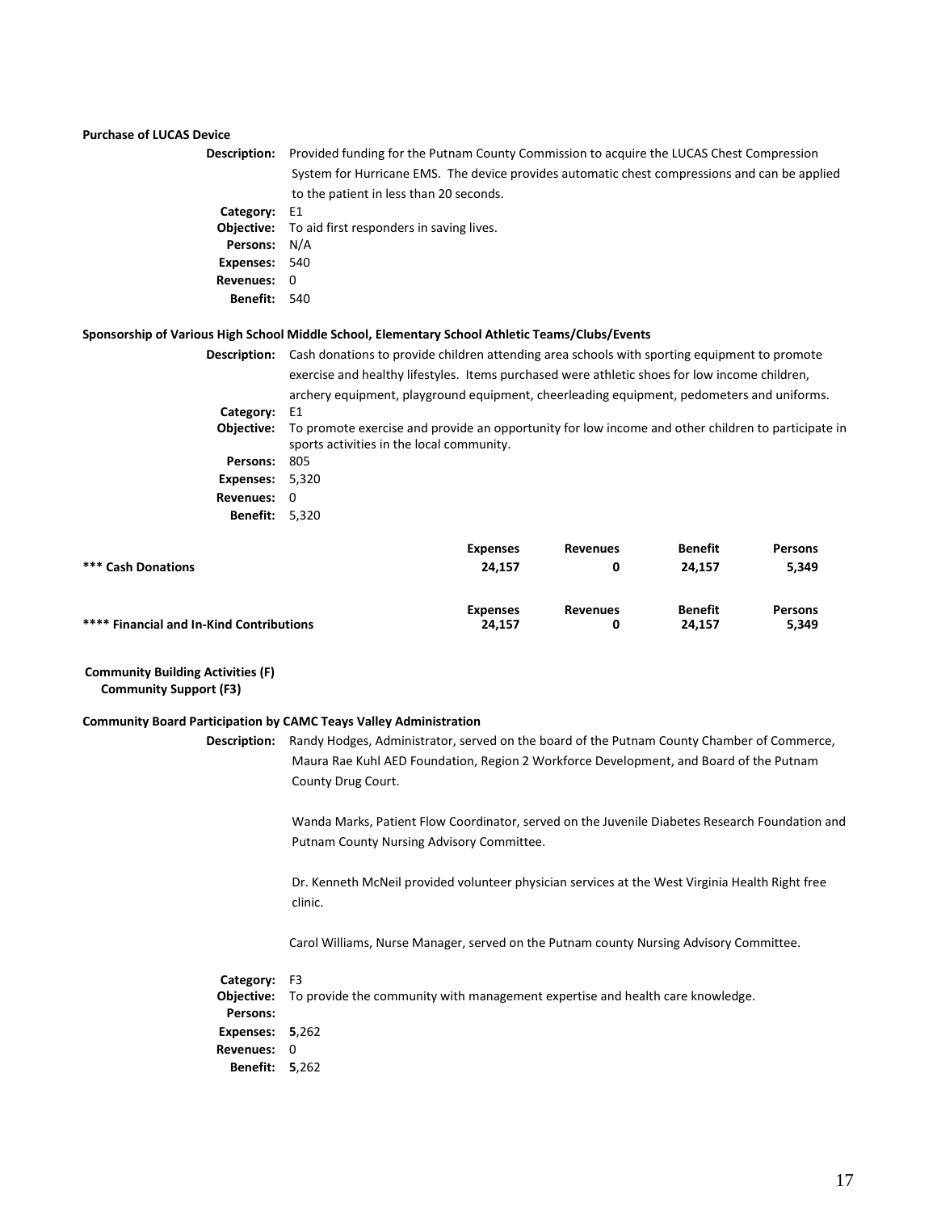**Purchase of LUCAS Device**

**Description:** Provided funding for the Putnam County Commission to acquire the LUCAS Chest Compression System for Hurricane EMS. The device provides automatic chest compressions and can be applied to the patient in less than 20 seconds.

**Category:** E1

**Objective:** To aid first responders in saving lives.

**Persons:** N/A

**Expenses:** 540

**Revenues:** 0

**Benefit:** 540

**Sponsorship of Various High School Middle School, Elementary School Athletic Teams/Clubs/Events**

**Description:** Cash donations to provide children attending area schools with sporting equipment to promote exercise and healthy lifestyles. Items purchased were athletic shoes for low income children, archery equipment, playground equipment, cheerleading equipment, pedometers and uniforms.

**Category:** E1

**Objective:** To promote exercise and provide an opportunity for low income and other children to participate in sports activities in the local community.

**Persons:** 805

**Expenses:** 5,320

**Revenues:** 0

**Benefit:** 5,320

| | Expenses | Revenues | Benefit | Persons |
|---|---|---|---|---|
| **\*\*\* Cash Donations** | **24,157** | **0** | **24,157** | **5,349** |
| | **Expenses** | **Revenues** | **Benefit** | **Persons** |
| **\*\*\*\* Financial and In-Kind Contributions** | **24,157** | **0** | **24,157** | **5,349** |

**Community Building Activities (F)**

**Community Support (F3)**

**Community Board Participation by CAMC Teays Valley Administration**

**Description:** Randy Hodges, Administrator, served on the board of the Putnam County Chamber of Commerce, Maura Rae Kuhl AED Foundation, Region 2 Workforce Development, and Board of the Putnam County Drug Court.

Wanda Marks, Patient Flow Coordinator, served on the Juvenile Diabetes Research Foundation and Putnam County Nursing Advisory Committee.

Dr. Kenneth McNeil provided volunteer physician services at the West Virginia Health Right free clinic.

Carol Williams, Nurse Manager, served on the Putnam county Nursing Advisory Committee.

**Category:** F3

**Objective:** To provide the community with management expertise and health care knowledge.

**Persons:**

**Expenses:** **5**,262

**Revenues:** 0

**Benefit:** **5**,262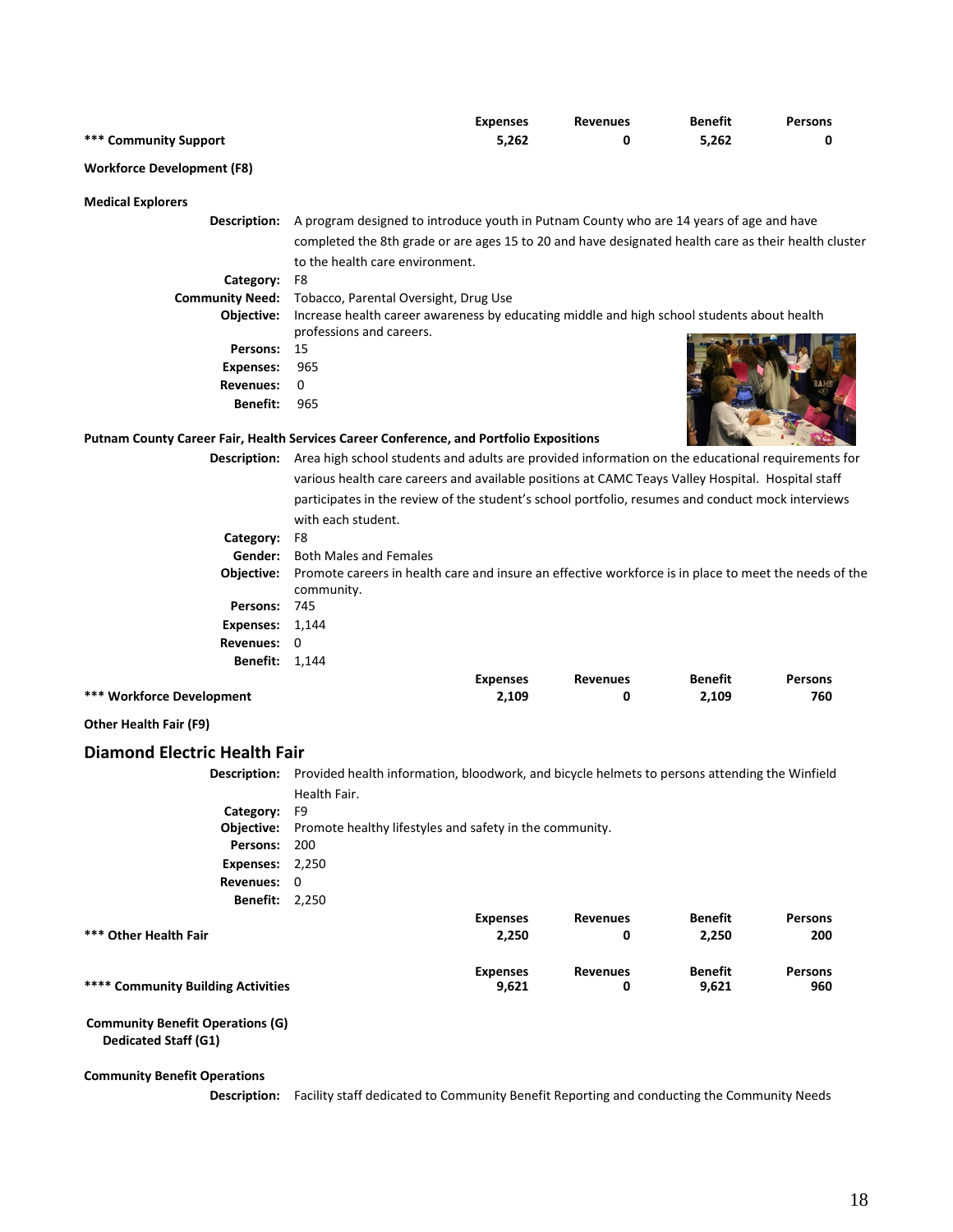| | Expenses | Revenues | Benefit | Persons |
|---|---|---|---|---|
| **\*\*\* Community Support** | **5,262** | **0** | **5,262** | **0** |

**Workforce Development (F8)**

**Medical Explorers**

**Description:** A program designed to introduce youth in Putnam County who are 14 years of age and have completed the 8th grade or are ages 15 to 20 and have designated health care as their health cluster to the health care environment.
**Category:** F8
**Community Need:** Tobacco, Parental Oversight, Drug Use
**Objective:** Increase health career awareness by educating middle and high school students about health professions and careers.
**Persons:** 15
**Expenses:** 965
**Revenues:** 0
**Benefit:** 965

**Putnam County Career Fair, Health Services Career Conference, and Portfolio Expositions**

**Description:** Area high school students and adults are provided information on the educational requirements for various health care careers and available positions at CAMC Teays Valley Hospital. Hospital staff participates in the review of the student's school portfolio, resumes and conduct mock interviews with each student.
**Category:** F8
**Gender:** Both Males and Females
**Objective:** Promote careers in health care and insure an effective workforce is in place to meet the needs of the community.
**Persons:** 745
**Expenses:** 1,144
**Revenues:** 0
**Benefit:** 1,144

| | Expenses | Revenues | Benefit | Persons |
|---|---|---|---|---|
| **\*\*\* Workforce Development** | **2,109** | **0** | **2,109** | **760** |

**Other Health Fair (F9)**

## Diamond Electric Health Fair

**Description:** Provided health information, bloodwork, and bicycle helmets to persons attending the Winfield Health Fair.
**Category:** F9
**Objective:** Promote healthy lifestyles and safety in the community.
**Persons:** 200
**Expenses:** 2,250
**Revenues:** 0
**Benefit:** 2,250

| | Expenses | Revenues | Benefit | Persons |
|---|---|---|---|---|
| **\*\*\* Other Health Fair** | **2,250** | **0** | **2,250** | **200** |
| **\*\*\*\* Community Building Activities** | **9,621** | **0** | **9,621** | **960** |

**Community Benefit Operations (G)**
**Dedicated Staff (G1)**

**Community Benefit Operations**

**Description:** Facility staff dedicated to Community Benefit Reporting and conducting the Community Needs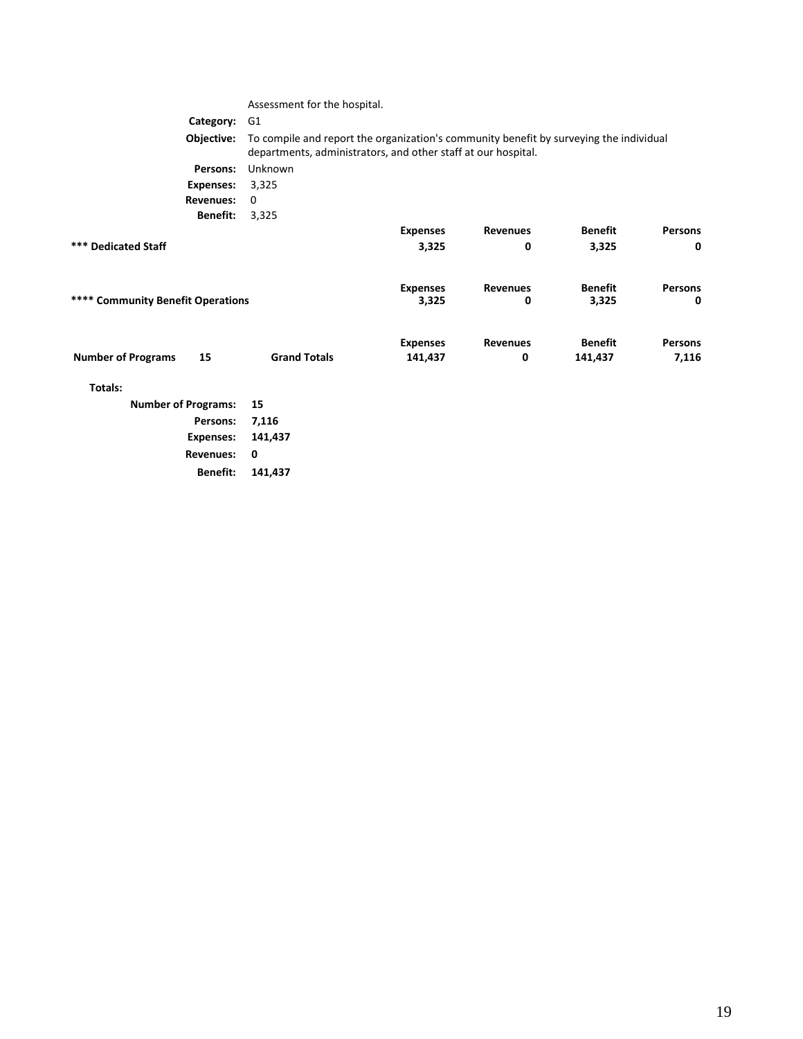Assessment for the hospital.

**Category:** G1

**Objective:** To compile and report the organization's community benefit by surveying the individual departments, administrators, and other staff at our hospital.

**Persons:** Unknown

**Expenses:** 3,325

**Revenues:** 0

**Benefit:** 3,325

| | | | Expenses | Revenues | Benefit | Persons |
|---|---|---|---|---|---|---|
| **\*\*\* Dedicated Staff** | | | **3,325** | **0** | **3,325** | **0** |
| **\*\*\*\* Community Benefit Operations** | | | **3,325** | **0** | **3,325** | **0** |
| **Number of Programs** | **15** | **Grand Totals** | **141,437** | **0** | **141,437** | **7,116** |

**Totals:**

**Number of Programs:** **15**

**Persons:** **7,116**

**Expenses:** **141,437**

**Revenues:** **0**

**Benefit:** **141,437**